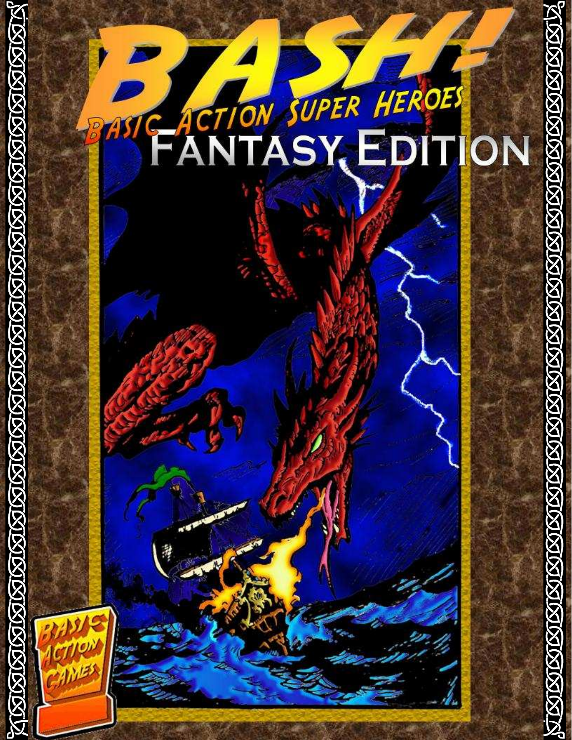# BASH!

## Basic Action Super Heroes

## Fantasy Edition

Basic Action Games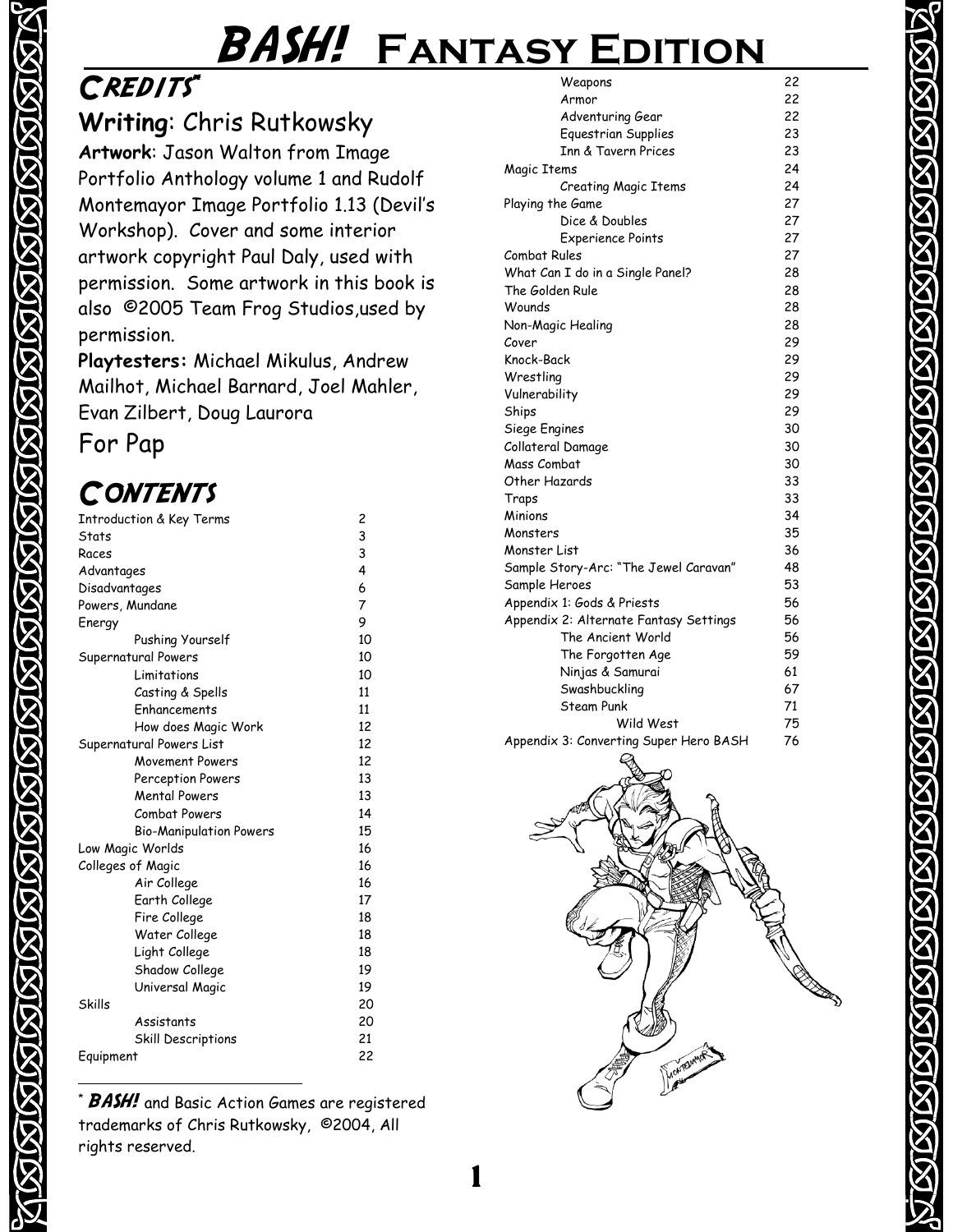# BASH! Fantasy Edition

## Credits*

**Writing**: Chris Rutkowsky

**Artwork**: Jason Walton from Image Portfolio Anthology volume 1 and Rudolf Montemayor Image Portfolio 1.13 (Devil's Workshop). Cover and some interior artwork copyright Paul Daly, used with permission. Some artwork in this book is also ©2005 Team Frog Studios, used by permission.

**Playtesters:** Michael Mikulus, Andrew Mailhot, Michael Barnard, Joel Mahler, Evan Zilbert, Doug Laurora

For Pap

## Contents

| | |
|---|---|
| Introduction & Key Terms | 2 |
| Stats | 3 |
| Races | 3 |
| Advantages | 4 |
| Disadvantages | 6 |
| Powers, Mundane | 7 |
| Energy | 9 |
| Pushing Yourself | 10 |
| Supernatural Powers | 10 |
| Limitations | 10 |
| Casting & Spells | 11 |
| Enhancements | 11 |
| How does Magic Work | 12 |
| Supernatural Powers List | 12 |
| Movement Powers | 12 |
| Perception Powers | 13 |
| Mental Powers | 13 |
| Combat Powers | 14 |
| Bio-Manipulation Powers | 15 |
| Low Magic Worlds | 16 |
| Colleges of Magic | 16 |
| Air College | 16 |
| Earth College | 17 |
| Fire College | 18 |
| Water College | 18 |
| Light College | 18 |
| Shadow College | 19 |
| Universal Magic | 19 |
| Skills | 20 |
| Assistants | 20 |
| Skill Descriptions | 21 |
| Equipment | 22 |
| Weapons | 22 |
| Armor | 22 |
| Adventuring Gear | 22 |
| Equestrian Supplies | 23 |
| Inn & Tavern Prices | 23 |
| Magic Items | 24 |
| Creating Magic Items | 24 |
| Playing the Game | 27 |
| Dice & Doubles | 27 |
| Experience Points | 27 |
| Combat Rules | 27 |
| What Can I do in a Single Panel? | 28 |
| The Golden Rule | 28 |
| Wounds | 28 |
| Non-Magic Healing | 28 |
| Cover | 29 |
| Knock-Back | 29 |
| Wrestling | 29 |
| Vulnerability | 29 |
| Ships | 29 |
| Siege Engines | 30 |
| Collateral Damage | 30 |
| Mass Combat | 30 |
| Other Hazards | 33 |
| Traps | 33 |
| Minions | 34 |
| Monsters | 35 |
| Monster List | 36 |
| Sample Story-Arc: "The Jewel Caravan" | 48 |
| Sample Heroes | 53 |
| Appendix 1: Gods & Priests | 56 |
| Appendix 2: Alternate Fantasy Settings | 56 |
| The Ancient World | 56 |
| The Forgotten Age | 59 |
| Ninjas & Samurai | 61 |
| Swashbuckling | 67 |
| Steam Punk | 71 |
| Wild West | 75 |
| Appendix 3: Converting Super Hero BASH | 76 |

---

\* **BASH!** and Basic Action Games are registered trademarks of Chris Rutkowsky, ©2004, All rights reserved.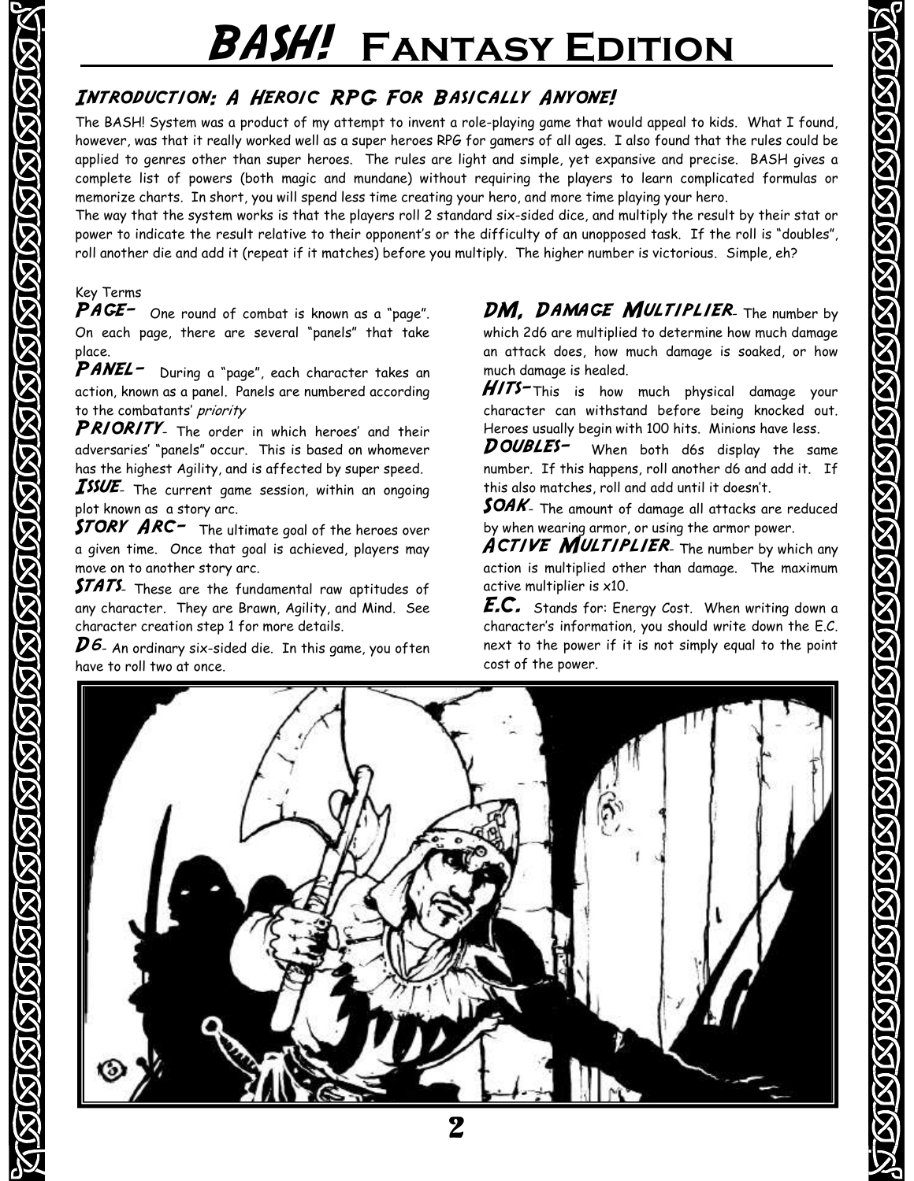# BASH! Fantasy Edition

## Introduction: A Heroic RPG For Basically Anyone!

The BASH! System was a product of my attempt to invent a role-playing game that would appeal to kids. What I found, however, was that it really worked well as a super heroes RPG for gamers of all ages. I also found that the rules could be applied to genres other than super heroes. The rules are light and simple, yet expansive and precise. BASH gives a complete list of powers (both magic and mundane) without requiring the players to learn complicated formulas or memorize charts. In short, you will spend less time creating your hero, and more time playing your hero.

The way that the system works is that the players roll 2 standard six-sided dice, and multiply the result by their stat or power to indicate the result relative to their opponent's or the difficulty of an unopposed task. If the roll is "doubles", roll another die and add it (repeat if it matches) before you multiply. The higher number is victorious. Simple, eh?

Key Terms

**Page-** One round of combat is known as a "page". On each page, there are several "panels" that take place.

**Panel-** During a "page", each character takes an action, known as a panel. Panels are numbered according to the combatants' *priority*

**Priority-** The order in which heroes' and their adversaries' "panels" occur. This is based on whomever has the highest Agility, and is affected by super speed.

**Issue-** The current game session, within an ongoing plot known as a story arc.

**Story Arc-** The ultimate goal of the heroes over a given time. Once that goal is achieved, players may move on to another story arc.

**Stats-** These are the fundamental raw aptitudes of any character. They are Brawn, Agility, and Mind. See character creation step 1 for more details.

**D6-** An ordinary six-sided die. In this game, you often have to roll two at once.

**DM, Damage Multiplier-** The number by which 2d6 are multiplied to determine how much damage an attack does, how much damage is soaked, or how much damage is healed.

**Hits-** This is how much physical damage your character can withstand before being knocked out. Heroes usually begin with 100 hits. Minions have less.

**Doubles-** When both d6s display the same number. If this happens, roll another d6 and add it. If this also matches, roll and add until it doesn't.

**Soak-** The amount of damage all attacks are reduced by when wearing armor, or using the armor power.

**Active Multiplier-** The number by which any action is multiplied other than damage. The maximum active multiplier is x10.

**E.C.** Stands for: Energy Cost. When writing down a character's information, you should write down the E.C. next to the power if it is not simply equal to the point cost of the power.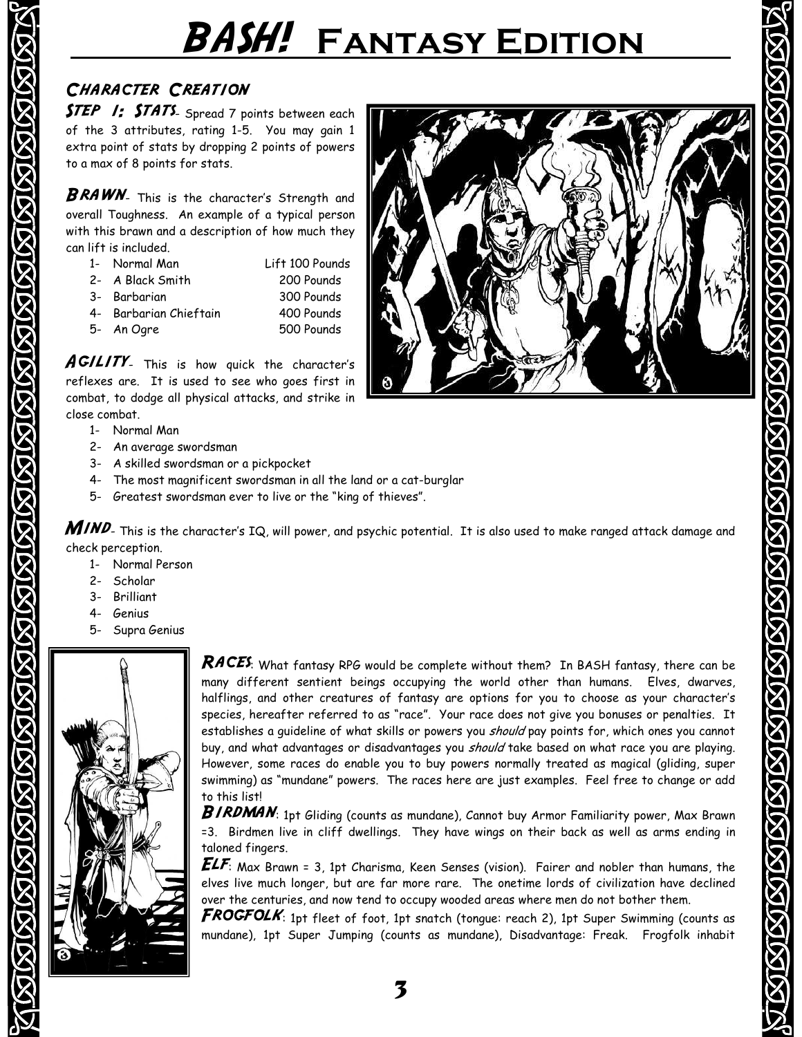# BASH! Fantasy Edition

## Character Creation

**Step 1: Stats**- Spread 7 points between each of the 3 attributes, rating 1-5. You may gain 1 extra point of stats by dropping 2 points of powers to a max of 8 points for stats.

**Brawn**- This is the character's Strength and overall Toughness. An example of a typical person with this brawn and a description of how much they can lift is included.

| | | |
|---|---|---|
| 1- | Normal Man | Lift 100 Pounds |
| 2- | A Black Smith | 200 Pounds |
| 3- | Barbarian | 300 Pounds |
| 4- | Barbarian Chieftain | 400 Pounds |
| 5- | An Ogre | 500 Pounds |

**Agility**- This is how quick the character's reflexes are. It is used to see who goes first in combat, to dodge all physical attacks, and strike in close combat.

1- Normal Man
2- An average swordsman
3- A skilled swordsman or a pickpocket
4- The most magnificent swordsman in all the land or a cat-burglar
5- Greatest swordsman ever to live or the "king of thieves".

**Mind**- This is the character's IQ, will power, and psychic potential. It is also used to make ranged attack damage and check perception.

1- Normal Person
2- Scholar
3- Brilliant
4- Genius
5- Supra Genius

**Races**: What fantasy RPG would be complete without them? In BASH fantasy, there can be many different sentient beings occupying the world other than humans. Elves, dwarves, halflings, and other creatures of fantasy are options for you to choose as your character's species, hereafter referred to as "race". Your race does not give you bonuses or penalties. It establishes a guideline of what skills or powers you *should* pay points for, which ones you cannot buy, and what advantages or disadvantages you *should* take based on what race you are playing. However, some races do enable you to buy powers normally treated as magical (gliding, super swimming) as "mundane" powers. The races here are just examples. Feel free to change or add to this list!

**Birdman**: 1pt Gliding (counts as mundane), Cannot buy Armor Familiarity power, Max Brawn =3. Birdmen live in cliff dwellings. They have wings on their back as well as arms ending in taloned fingers.

**Elf**: Max Brawn = 3, 1pt Charisma, Keen Senses (vision). Fairer and nobler than humans, the elves live much longer, but are far more rare. The onetime lords of civilization have declined over the centuries, and now tend to occupy wooded areas where men do not bother them.

**Frogfolk**: 1pt fleet of foot, 1pt snatch (tongue: reach 2), 1pt Super Swimming (counts as mundane), 1pt Super Jumping (counts as mundane), Disadvantage: Freak. Frogfolk inhabit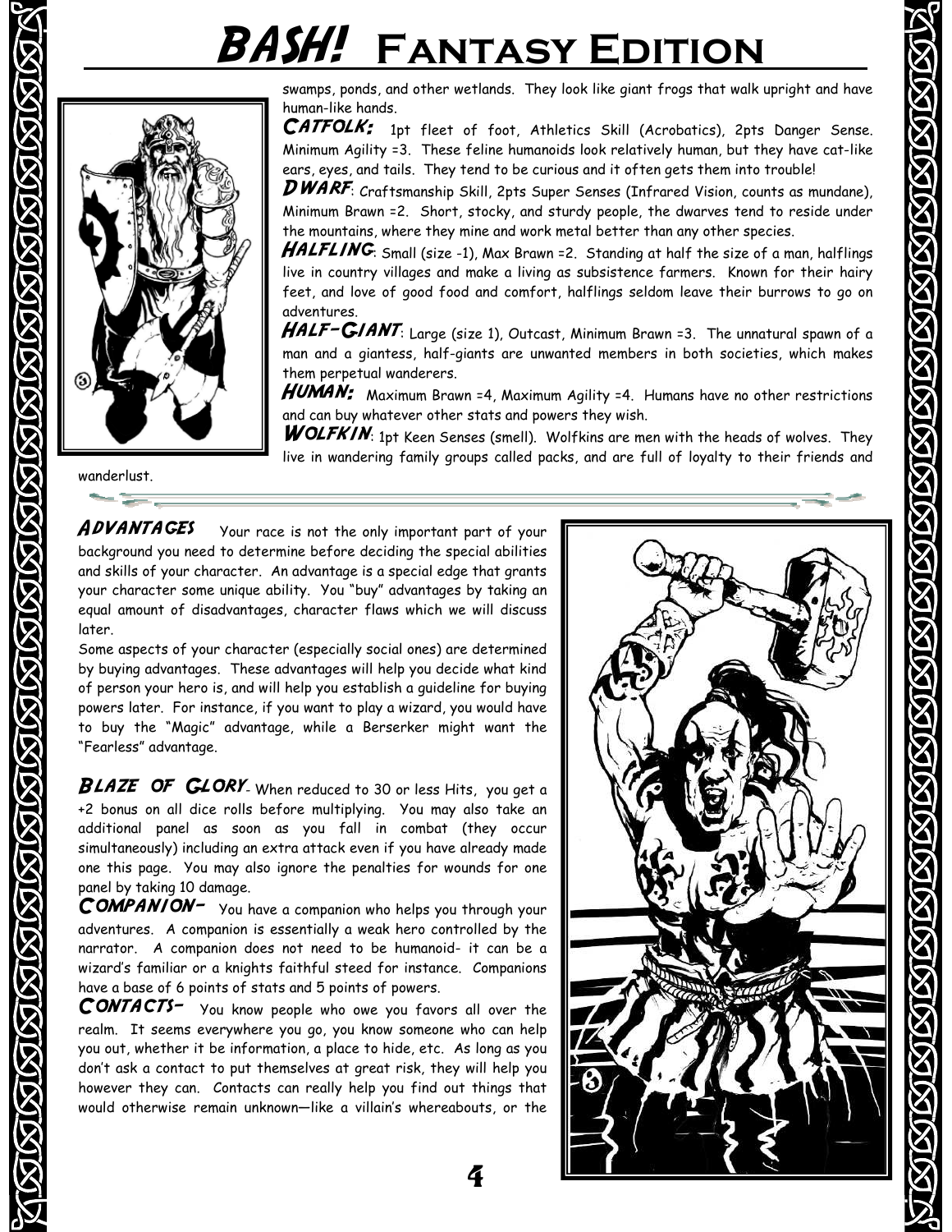swamps, ponds, and other wetlands. They look like giant frogs that walk upright and have human-like hands.

**CATFOLK:** 1pt fleet of foot, Athletics Skill (Acrobatics), 2pts Danger Sense. Minimum Agility =3. These feline humanoids look relatively human, but they have cat-like ears, eyes, and tails. They tend to be curious and it often gets them into trouble!

**DWARF**: Craftsmanship Skill, 2pts Super Senses (Infrared Vision, counts as mundane), Minimum Brawn =2. Short, stocky, and sturdy people, the dwarves tend to reside under the mountains, where they mine and work metal better than any other species.

**HALFLING**: Small (size -1), Max Brawn =2. Standing at half the size of a man, halflings live in country villages and make a living as subsistence farmers. Known for their hairy feet, and love of good food and comfort, halflings seldom leave their burrows to go on adventures.

**HALF-GIANT**: Large (size 1), Outcast, Minimum Brawn =3. The unnatural spawn of a man and a giantess, half-giants are unwanted members in both societies, which makes them perpetual wanderers.

**HUMAN:** Maximum Brawn =4, Maximum Agility =4. Humans have no other restrictions and can buy whatever other stats and powers they wish.

**WOLFKIN**: 1pt Keen Senses (smell). Wolfkins are men with the heads of wolves. They live in wandering family groups called packs, and are full of loyalty to their friends and wanderlust.

## ADVANTAGES

Your race is not the only important part of your background you need to determine before deciding the special abilities and skills of your character. An advantage is a special edge that grants your character some unique ability. You "buy" advantages by taking an equal amount of disadvantages, character flaws which we will discuss later.

Some aspects of your character (especially social ones) are determined by buying advantages. These advantages will help you decide what kind of person your hero is, and will help you establish a guideline for buying powers later. For instance, if you want to play a wizard, you would have to buy the "Magic" advantage, while a Berserker might want the "Fearless" advantage.

**BLAZE OF GLORY**- When reduced to 30 or less Hits, you get a +2 bonus on all dice rolls before multiplying. You may also take an additional panel as soon as you fall in combat (they occur simultaneously) including an extra attack even if you have already made one this page. You may also ignore the penalties for wounds for one panel by taking 10 damage.

**COMPANION-** You have a companion who helps you through your adventures. A companion is essentially a weak hero controlled by the narrator. A companion does not need to be humanoid- it can be a wizard's familiar or a knights faithful steed for instance. Companions have a base of 6 points of stats and 5 points of powers.

**CONTACTS-** You know people who owe you favors all over the realm. It seems everywhere you go, you know someone who can help you out, whether it be information, a place to hide, etc. As long as you don't ask a contact to put themselves at great risk, they will help you however they can. Contacts can really help you find out things that would otherwise remain unknown—like a villain's whereabouts, or the